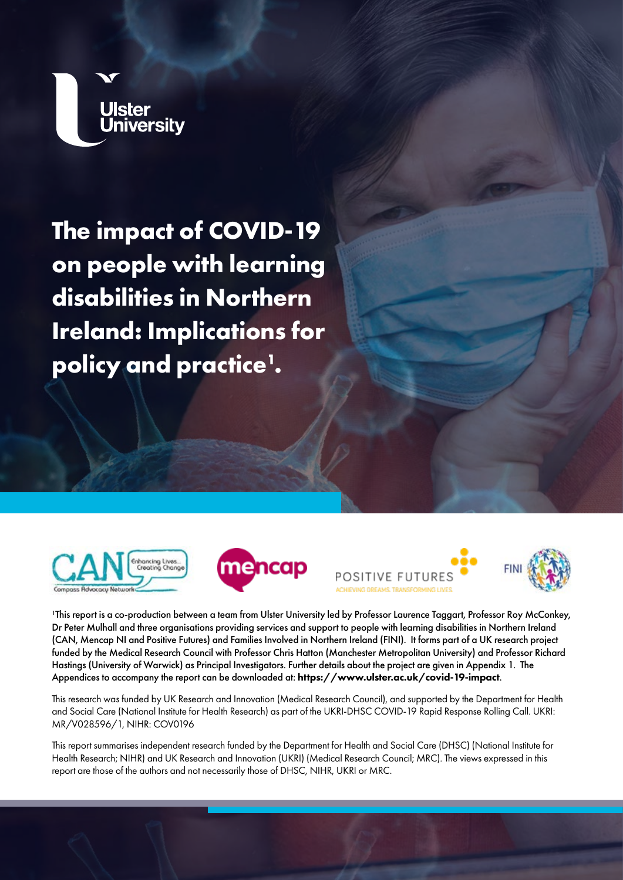Ulster University

# The impact of COVID-19 on people with learning disabilities in Northern Ireland: Implications for policy and practice[1].

[1]This report is a co-production between a team from Ulster University led by Professor Laurence Taggart, Professor Roy McConkey, Dr Peter Mulhall and three organisations providing services and support to people with learning disabilities in Northern Ireland (CAN, Mencap NI and Positive Futures) and Families Involved in Northern Ireland (FINI). It forms part of a UK research project funded by the Medical Research Council with Professor Chris Hatton (Manchester Metropolitan University) and Professor Richard Hastings (University of Warwick) as Principal Investigators. Further details about the project are given in Appendix 1. The Appendices to accompany the report can be downloaded at: **https://www.ulster.ac.uk/covid-19-impact**.

This research was funded by UK Research and Innovation (Medical Research Council), and supported by the Department for Health and Social Care (National Institute for Health Research) as part of the UKRI-DHSC COVID-19 Rapid Response Rolling Call. UKRI: MR/V028596/1, NIHR: COV0196

This report summarises independent research funded by the Department for Health and Social Care (DHSC) (National Institute for Health Research; NIHR) and UK Research and Innovation (UKRI) (Medical Research Council; MRC). The views expressed in this report are those of the authors and not necessarily those of DHSC, NIHR, UKRI or MRC.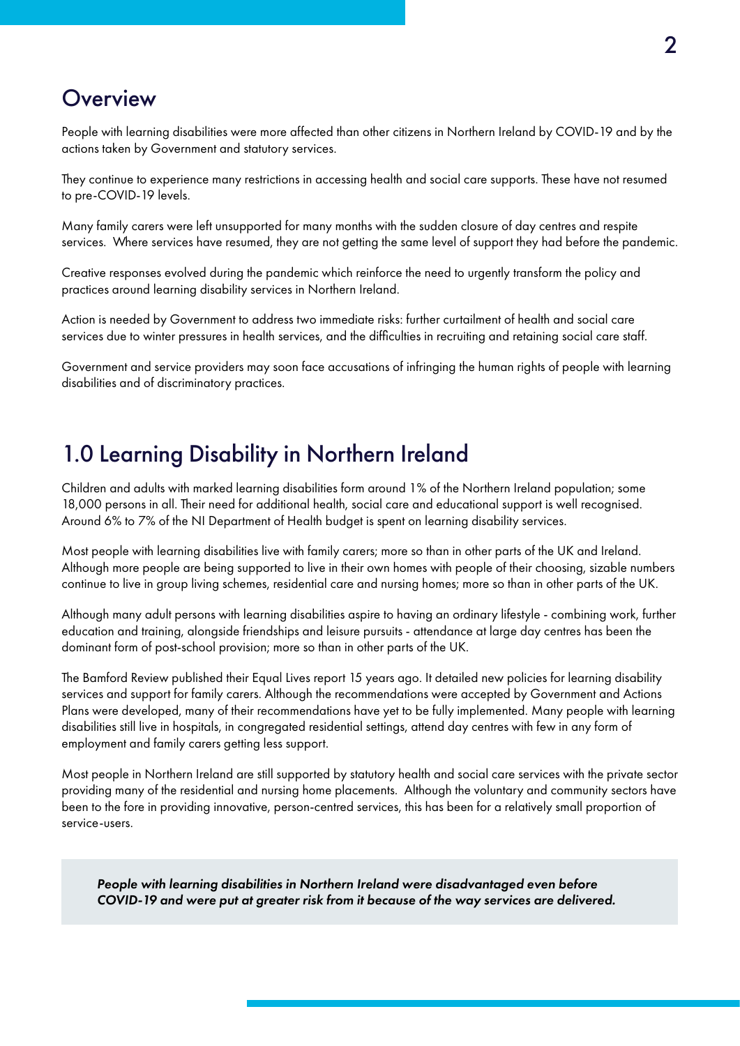## Overview

People with learning disabilities were more affected than other citizens in Northern Ireland by COVID-19 and by the actions taken by Government and statutory services.

They continue to experience many restrictions in accessing health and social care supports. These have not resumed to pre-COVID-19 levels.

Many family carers were left unsupported for many months with the sudden closure of day centres and respite services. Where services have resumed, they are not getting the same level of support they had before the pandemic.

Creative responses evolved during the pandemic which reinforce the need to urgently transform the policy and practices around learning disability services in Northern Ireland.

Action is needed by Government to address two immediate risks: further curtailment of health and social care services due to winter pressures in health services, and the difficulties in recruiting and retaining social care staff.

Government and service providers may soon face accusations of infringing the human rights of people with learning disabilities and of discriminatory practices.

## 1.0 Learning Disability in Northern Ireland

Children and adults with marked learning disabilities form around 1% of the Northern Ireland population; some 18,000 persons in all. Their need for additional health, social care and educational support is well recognised. Around 6% to 7% of the NI Department of Health budget is spent on learning disability services.

Most people with learning disabilities live with family carers; more so than in other parts of the UK and Ireland. Although more people are being supported to live in their own homes with people of their choosing, sizable numbers continue to live in group living schemes, residential care and nursing homes; more so than in other parts of the UK.

Although many adult persons with learning disabilities aspire to having an ordinary lifestyle - combining work, further education and training, alongside friendships and leisure pursuits - attendance at large day centres has been the dominant form of post-school provision; more so than in other parts of the UK.

The Bamford Review published their Equal Lives report 15 years ago. It detailed new policies for learning disability services and support for family carers. Although the recommendations were accepted by Government and Actions Plans were developed, many of their recommendations have yet to be fully implemented. Many people with learning disabilities still live in hospitals, in congregated residential settings, attend day centres with few in any form of employment and family carers getting less support.

Most people in Northern Ireland are still supported by statutory health and social care services with the private sector providing many of the residential and nursing home placements. Although the voluntary and community sectors have been to the fore in providing innovative, person-centred services, this has been for a relatively small proportion of service-users.

> ***People with learning disabilities in Northern Ireland were disadvantaged even before COVID-19 and were put at greater risk from it because of the way services are delivered.***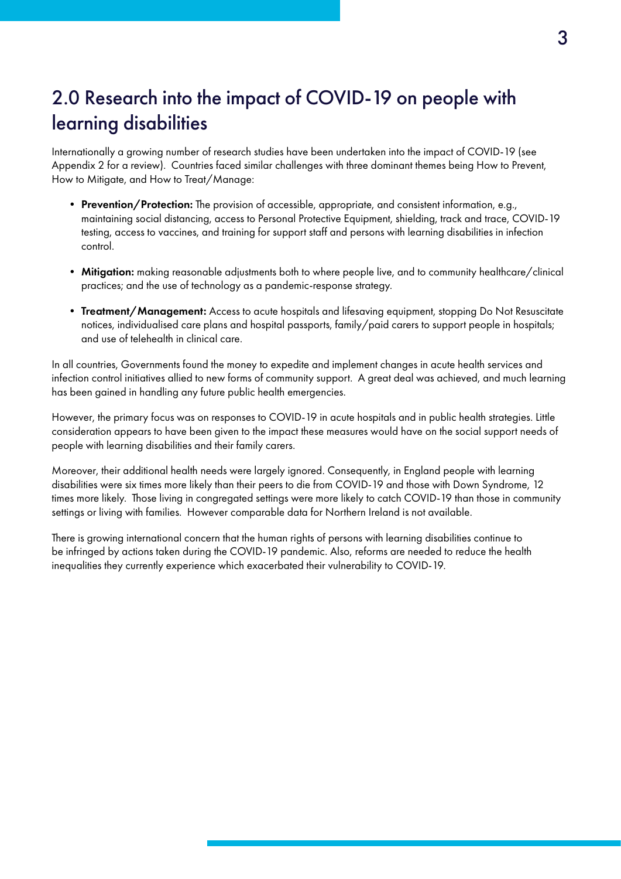## 2.0 Research into the impact of COVID-19 on people with learning disabilities

Internationally a growing number of research studies have been undertaken into the impact of COVID-19 (see Appendix 2 for a review). Countries faced similar challenges with three dominant themes being How to Prevent, How to Mitigate, and How to Treat/Manage:

- **Prevention/Protection:** The provision of accessible, appropriate, and consistent information, e.g., maintaining social distancing, access to Personal Protective Equipment, shielding, track and trace, COVID-19 testing, access to vaccines, and training for support staff and persons with learning disabilities in infection control.

- **Mitigation:** making reasonable adjustments both to where people live, and to community healthcare/clinical practices; and the use of technology as a pandemic-response strategy.

- **Treatment/Management:** Access to acute hospitals and lifesaving equipment, stopping Do Not Resuscitate notices, individualised care plans and hospital passports, family/paid carers to support people in hospitals; and use of telehealth in clinical care.

In all countries, Governments found the money to expedite and implement changes in acute health services and infection control initiatives allied to new forms of community support. A great deal was achieved, and much learning has been gained in handling any future public health emergencies.

However, the primary focus was on responses to COVID-19 in acute hospitals and in public health strategies. Little consideration appears to have been given to the impact these measures would have on the social support needs of people with learning disabilities and their family carers.

Moreover, their additional health needs were largely ignored. Consequently, in England people with learning disabilities were six times more likely than their peers to die from COVID-19 and those with Down Syndrome, 12 times more likely. Those living in congregated settings were more likely to catch COVID-19 than those in community settings or living with families. However comparable data for Northern Ireland is not available.

There is growing international concern that the human rights of persons with learning disabilities continue to be infringed by actions taken during the COVID-19 pandemic. Also, reforms are needed to reduce the health inequalities they currently experience which exacerbated their vulnerability to COVID-19.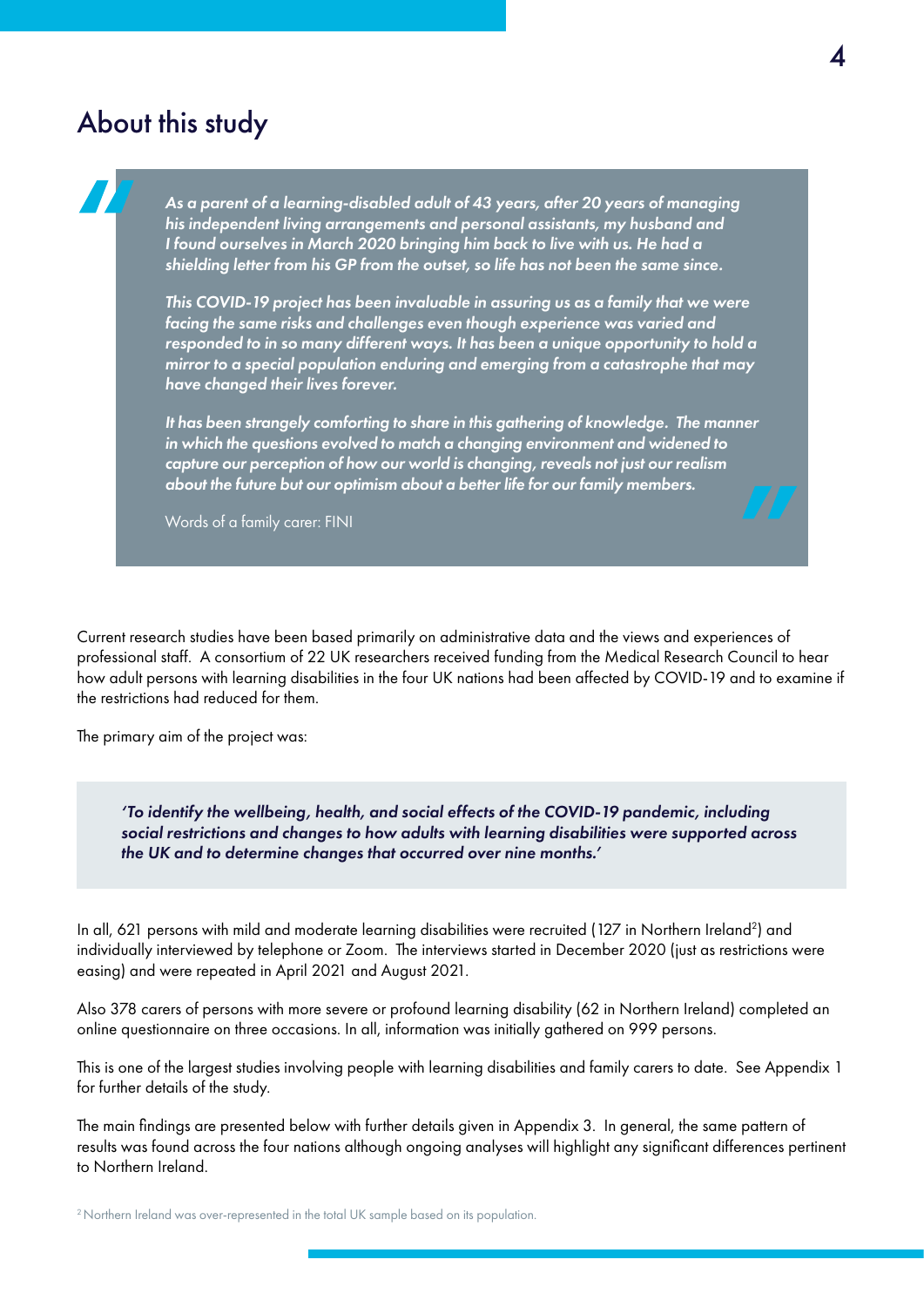# About this study

> *As a parent of a learning-disabled adult of 43 years, after 20 years of managing his independent living arrangements and personal assistants, my husband and I found ourselves in March 2020 bringing him back to live with us. He had a shielding letter from his GP from the outset, so life has not been the same since.*
>
> *This COVID-19 project has been invaluable in assuring us as a family that we were facing the same risks and challenges even though experience was varied and responded to in so many different ways. It has been a unique opportunity to hold a mirror to a special population enduring and emerging from a catastrophe that may have changed their lives forever.*
>
> *It has been strangely comforting to share in this gathering of knowledge. The manner in which the questions evolved to match a changing environment and widened to capture our perception of how our world is changing, reveals not just our realism about the future but our optimism about a better life for our family members.*
>
> Words of a family carer: FINI

Current research studies have been based primarily on administrative data and the views and experiences of professional staff. A consortium of 22 UK researchers received funding from the Medical Research Council to hear how adult persons with learning disabilities in the four UK nations had been affected by COVID-19 and to examine if the restrictions had reduced for them.

The primary aim of the project was:

> ***'To identify the wellbeing, health, and social effects of the COVID-19 pandemic, including social restrictions and changes to how adults with learning disabilities were supported across the UK and to determine changes that occurred over nine months.'***

In all, 621 persons with mild and moderate learning disabilities were recruited (127 in Northern Ireland[2]) and individually interviewed by telephone or Zoom. The interviews started in December 2020 (just as restrictions were easing) and were repeated in April 2021 and August 2021.

Also 378 carers of persons with more severe or profound learning disability (62 in Northern Ireland) completed an online questionnaire on three occasions. In all, information was initially gathered on 999 persons.

This is one of the largest studies involving people with learning disabilities and family carers to date. See Appendix 1 for further details of the study.

The main findings are presented below with further details given in Appendix 3. In general, the same pattern of results was found across the four nations although ongoing analyses will highlight any significant differences pertinent to Northern Ireland.

[2] Northern Ireland was over-represented in the total UK sample based on its population.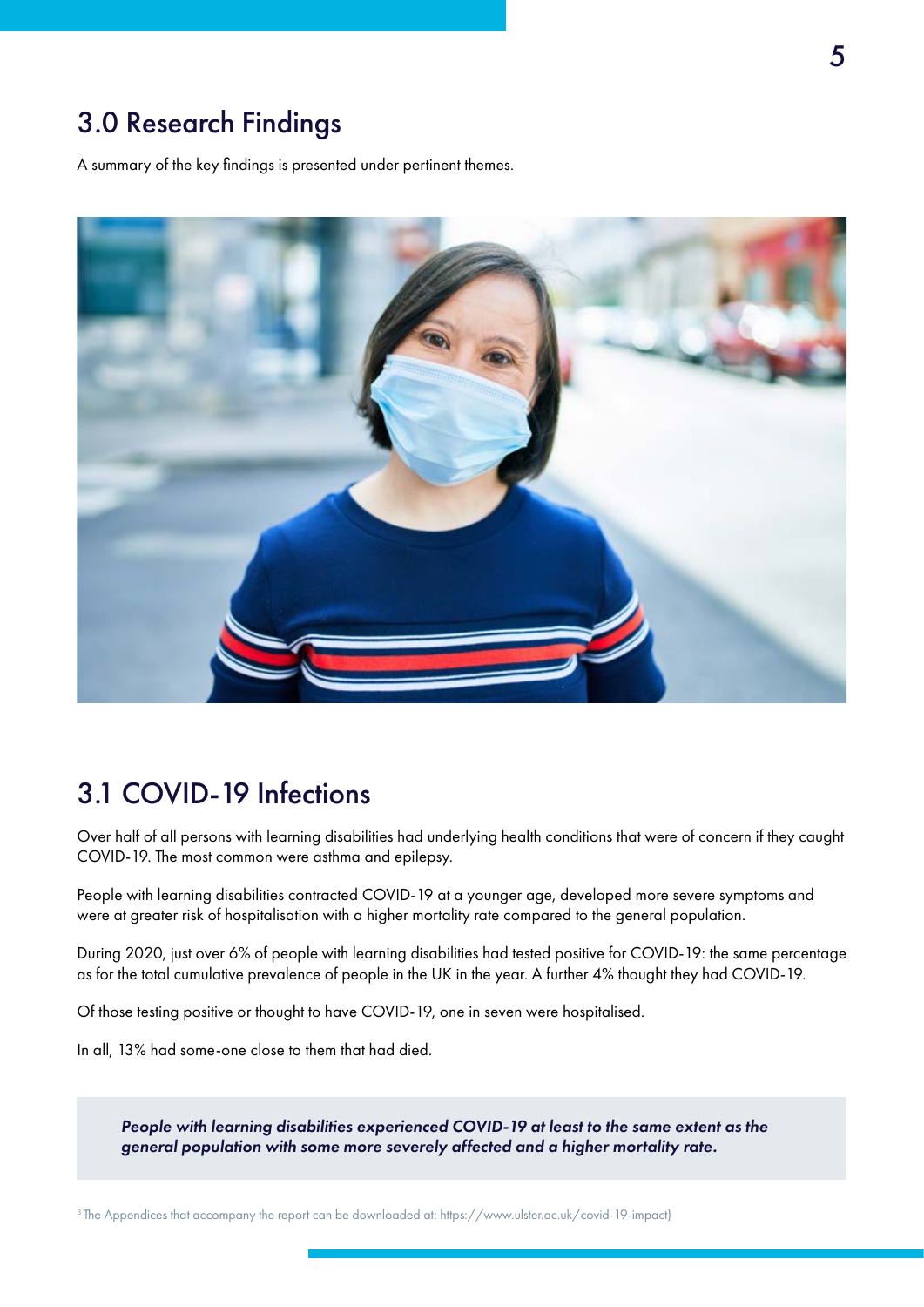## 3.0 Research Findings

A summary of the key findings is presented under pertinent themes.

## 3.1 COVID-19 Infections

Over half of all persons with learning disabilities had underlying health conditions that were of concern if they caught COVID-19. The most common were asthma and epilepsy.

People with learning disabilities contracted COVID-19 at a younger age, developed more severe symptoms and were at greater risk of hospitalisation with a higher mortality rate compared to the general population.

During 2020, just over 6% of people with learning disabilities had tested positive for COVID-19: the same percentage as for the total cumulative prevalence of people in the UK in the year. A further 4% thought they had COVID-19.

Of those testing positive or thought to have COVID-19, one in seven were hospitalised.

In all, 13% had some-one close to them that had died.

> ***People with learning disabilities experienced COVID-19 at least to the same extent as the general population with some more severely affected and a higher mortality rate.***

[3] The Appendices that accompany the report can be downloaded at: https://www.ulster.ac.uk/covid-19-impact)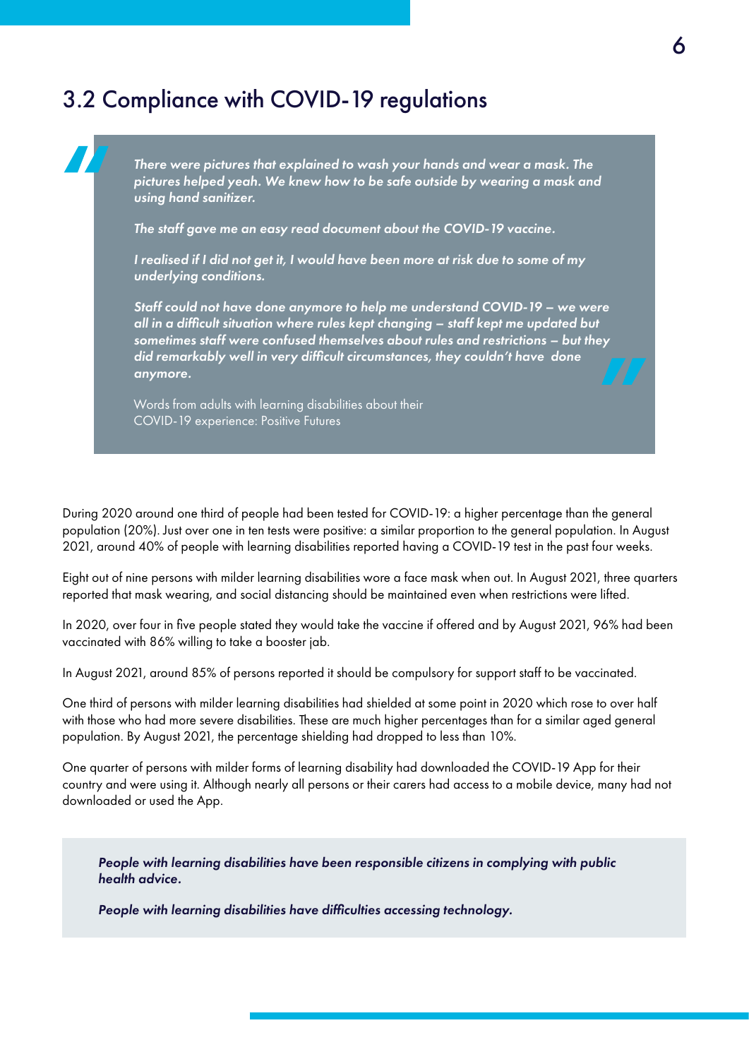## 3.2 Compliance with COVID-19 regulations

> ***There were pictures that explained to wash your hands and wear a mask. The pictures helped yeah. We knew how to be safe outside by wearing a mask and using hand sanitizer.***
>
> ***The staff gave me an easy read document about the COVID-19 vaccine.***
>
> ***I realised if I did not get it, I would have been more at risk due to some of my underlying conditions.***
>
> ***Staff could not have done anymore to help me understand COVID-19 – we were all in a difficult situation where rules kept changing – staff kept me updated but sometimes staff were confused themselves about rules and restrictions – but they did remarkably well in very difficult circumstances, they couldn't have done anymore.***
>
> Words from adults with learning disabilities about their COVID-19 experience: Positive Futures

During 2020 around one third of people had been tested for COVID-19: a higher percentage than the general population (20%). Just over one in ten tests were positive: a similar proportion to the general population. In August 2021, around 40% of people with learning disabilities reported having a COVID-19 test in the past four weeks.

Eight out of nine persons with milder learning disabilities wore a face mask when out. In August 2021, three quarters reported that mask wearing, and social distancing should be maintained even when restrictions were lifted.

In 2020, over four in five people stated they would take the vaccine if offered and by August 2021, 96% had been vaccinated with 86% willing to take a booster jab.

In August 2021, around 85% of persons reported it should be compulsory for support staff to be vaccinated.

One third of persons with milder learning disabilities had shielded at some point in 2020 which rose to over half with those who had more severe disabilities. These are much higher percentages than for a similar aged general population. By August 2021, the percentage shielding had dropped to less than 10%.

One quarter of persons with milder forms of learning disability had downloaded the COVID-19 App for their country and were using it. Although nearly all persons or their carers had access to a mobile device, many had not downloaded or used the App.

***People with learning disabilities have been responsible citizens in complying with public health advice.***

***People with learning disabilities have difficulties accessing technology.***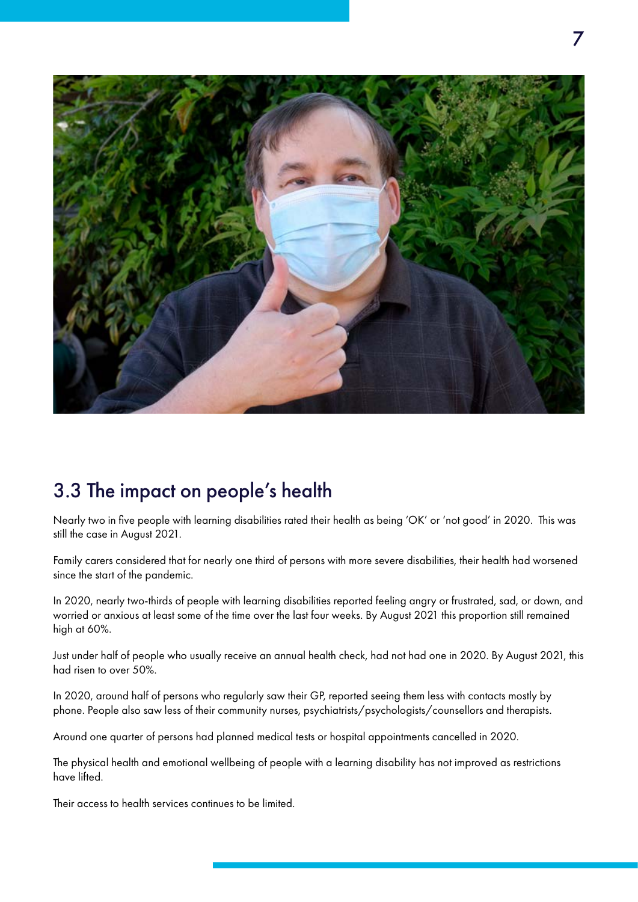## 3.3 The impact on people's health

Nearly two in five people with learning disabilities rated their health as being 'OK' or 'not good' in 2020. This was still the case in August 2021.

Family carers considered that for nearly one third of persons with more severe disabilities, their health had worsened since the start of the pandemic.

In 2020, nearly two-thirds of people with learning disabilities reported feeling angry or frustrated, sad, or down, and worried or anxious at least some of the time over the last four weeks. By August 2021 this proportion still remained high at 60%.

Just under half of people who usually receive an annual health check, had not had one in 2020. By August 2021, this had risen to over 50%.

In 2020, around half of persons who regularly saw their GP, reported seeing them less with contacts mostly by phone. People also saw less of their community nurses, psychiatrists/psychologists/counsellors and therapists.

Around one quarter of persons had planned medical tests or hospital appointments cancelled in 2020.

The physical health and emotional wellbeing of people with a learning disability has not improved as restrictions have lifted.

Their access to health services continues to be limited.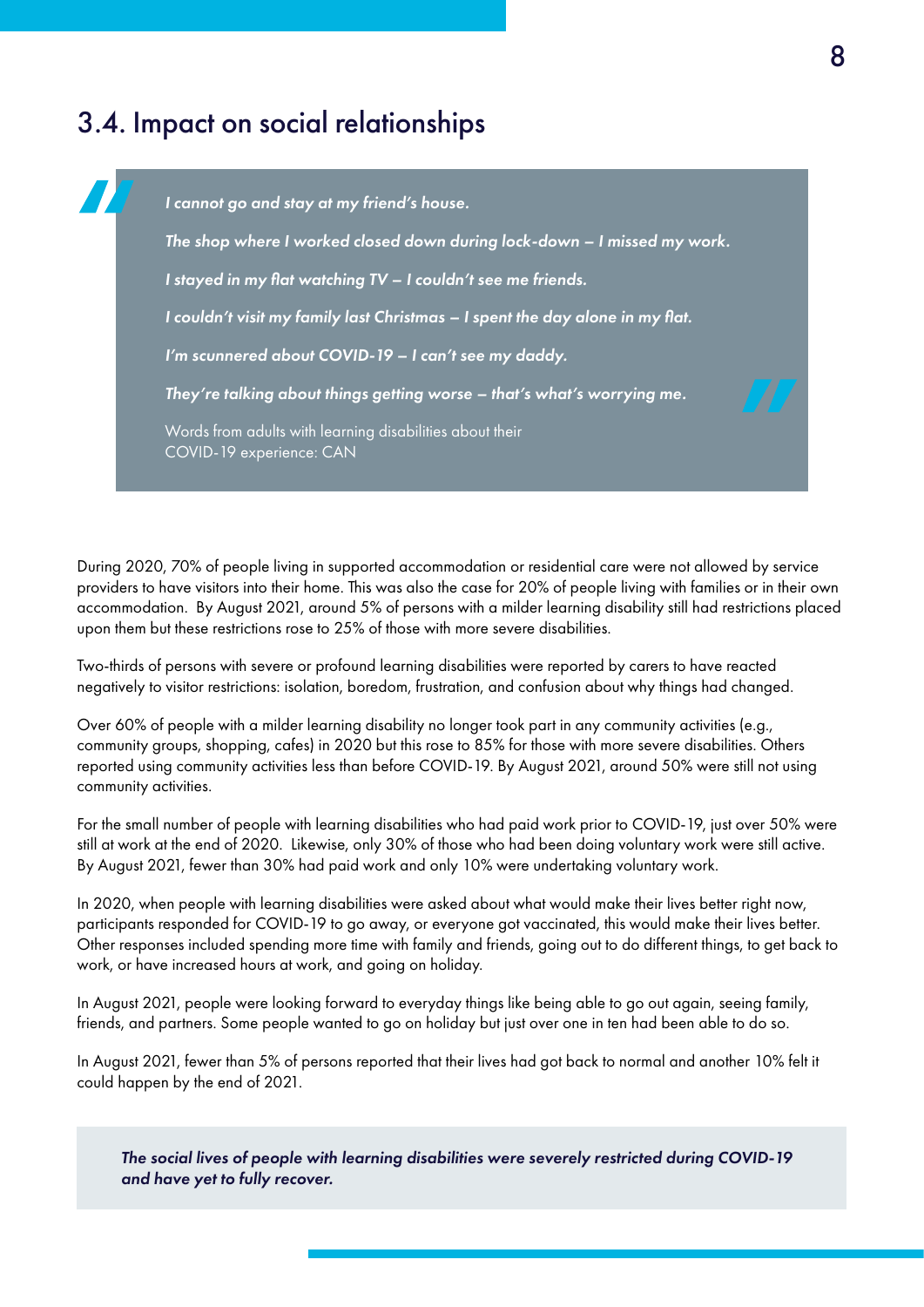## 3.4. Impact on social relationships

> *I cannot go and stay at my friend's house.*
>
> *The shop where I worked closed down during lock-down – I missed my work.*
>
> *I stayed in my flat watching TV – I couldn't see me friends.*
>
> *I couldn't visit my family last Christmas – I spent the day alone in my flat.*
>
> *I'm scunnered about COVID-19 – I can't see my daddy.*
>
> *They're talking about things getting worse – that's what's worrying me.*
>
> Words from adults with learning disabilities about their COVID-19 experience: CAN

During 2020, 70% of people living in supported accommodation or residential care were not allowed by service providers to have visitors into their home. This was also the case for 20% of people living with families or in their own accommodation. By August 2021, around 5% of persons with a milder learning disability still had restrictions placed upon them but these restrictions rose to 25% of those with more severe disabilities.

Two-thirds of persons with severe or profound learning disabilities were reported by carers to have reacted negatively to visitor restrictions: isolation, boredom, frustration, and confusion about why things had changed.

Over 60% of people with a milder learning disability no longer took part in any community activities (e.g., community groups, shopping, cafes) in 2020 but this rose to 85% for those with more severe disabilities. Others reported using community activities less than before COVID-19. By August 2021, around 50% were still not using community activities.

For the small number of people with learning disabilities who had paid work prior to COVID-19, just over 50% were still at work at the end of 2020. Likewise, only 30% of those who had been doing voluntary work were still active. By August 2021, fewer than 30% had paid work and only 10% were undertaking voluntary work.

In 2020, when people with learning disabilities were asked about what would make their lives better right now, participants responded for COVID-19 to go away, or everyone got vaccinated, this would make their lives better. Other responses included spending more time with family and friends, going out to do different things, to get back to work, or have increased hours at work, and going on holiday.

In August 2021, people were looking forward to everyday things like being able to go out again, seeing family, friends, and partners. Some people wanted to go on holiday but just over one in ten had been able to do so.

In August 2021, fewer than 5% of persons reported that their lives had got back to normal and another 10% felt it could happen by the end of 2021.

> ***The social lives of people with learning disabilities were severely restricted during COVID-19 and have yet to fully recover.***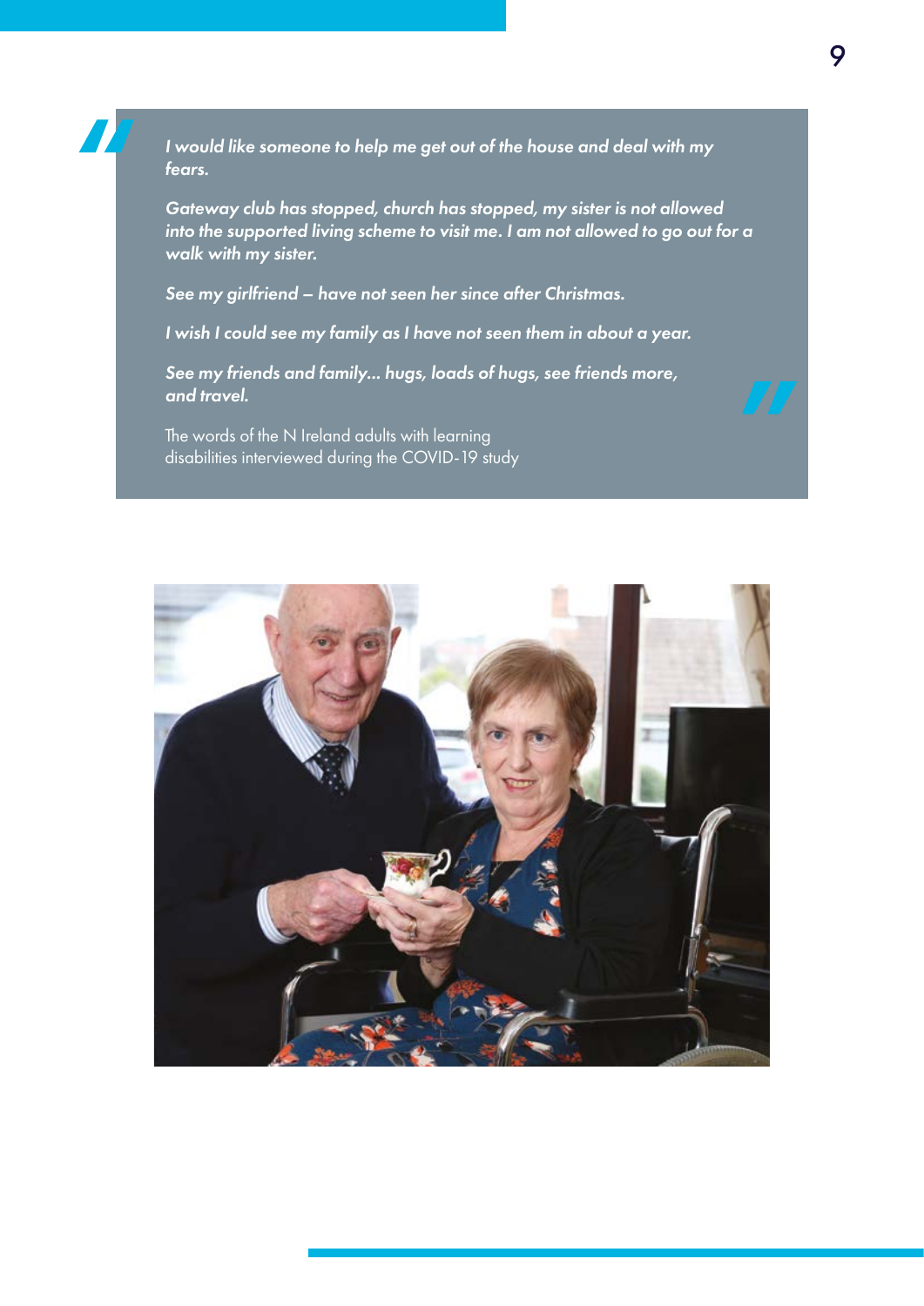> *I would like someone to help me get out of the house and deal with my fears.*
>
> *Gateway club has stopped, church has stopped, my sister is not allowed into the supported living scheme to visit me. I am not allowed to go out for a walk with my sister.*
>
> *See my girlfriend – have not seen her since after Christmas.*
>
> *I wish I could see my family as I have not seen them in about a year.*
>
> *See my friends and family... hugs, loads of hugs, see friends more, and travel.*
>
> The words of the N Ireland adults with learning disabilities interviewed during the COVID-19 study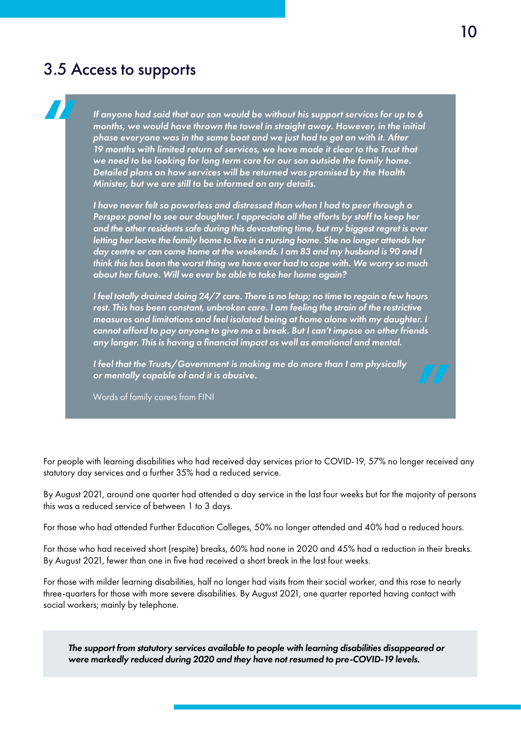## 3.5 Access to supports

> *If anyone had said that our son would be without his support services for up to 6 months, we would have thrown the towel in straight away. However, in the initial phase everyone was in the same boat and we just had to get on with it. After 19 months with limited return of services, we have made it clear to the Trust that we need to be looking for long term care for our son outside the family home. Detailed plans on how services will be returned was promised by the Health Minister, but we are still to be informed on any details.*
>
> *I have never felt so powerless and distressed than when I had to peer through a Perspex panel to see our daughter. I appreciate all the efforts by staff to keep her and the other residents safe during this devastating time, but my biggest regret is ever letting her leave the family home to live in a nursing home. She no longer attends her day centre or can come home at the weekends. I am 83 and my husband is 90 and I think this has been the worst thing we have ever had to cope with. We worry so much about her future. Will we ever be able to take her home again?*
>
> *I feel totally drained doing 24/7 care. There is no letup; no time to regain a few hours rest. This has been constant, unbroken care. I am feeling the strain of the restrictive measures and limitations and feel isolated being at home alone with my daughter. I cannot afford to pay anyone to give me a break. But I can't impose on other friends any longer. This is having a financial impact as well as emotional and mental.*
>
> *I feel that the Trusts/Government is making me do more than I am physically or mentally capable of and it is abusive.*
>
> Words of family carers from FINI

For people with learning disabilities who had received day services prior to COVID-19, 57% no longer received any statutory day services and a further 35% had a reduced service.

By August 2021, around one quarter had attended a day service in the last four weeks but for the majority of persons this was a reduced service of between 1 to 3 days.

For those who had attended Further Education Colleges, 50% no longer attended and 40% had a reduced hours.

For those who had received short (respite) breaks, 60% had none in 2020 and 45% had a reduction in their breaks. By August 2021, fewer than one in five had received a short break in the last four weeks.

For those with milder learning disabilities, half no longer had visits from their social worker, and this rose to nearly three-quarters for those with more severe disabilities. By August 2021, one quarter reported having contact with social workers; mainly by telephone.

***The support from statutory services available to people with learning disabilities disappeared or were markedly reduced during 2020 and they have not resumed to pre-COVID-19 levels.***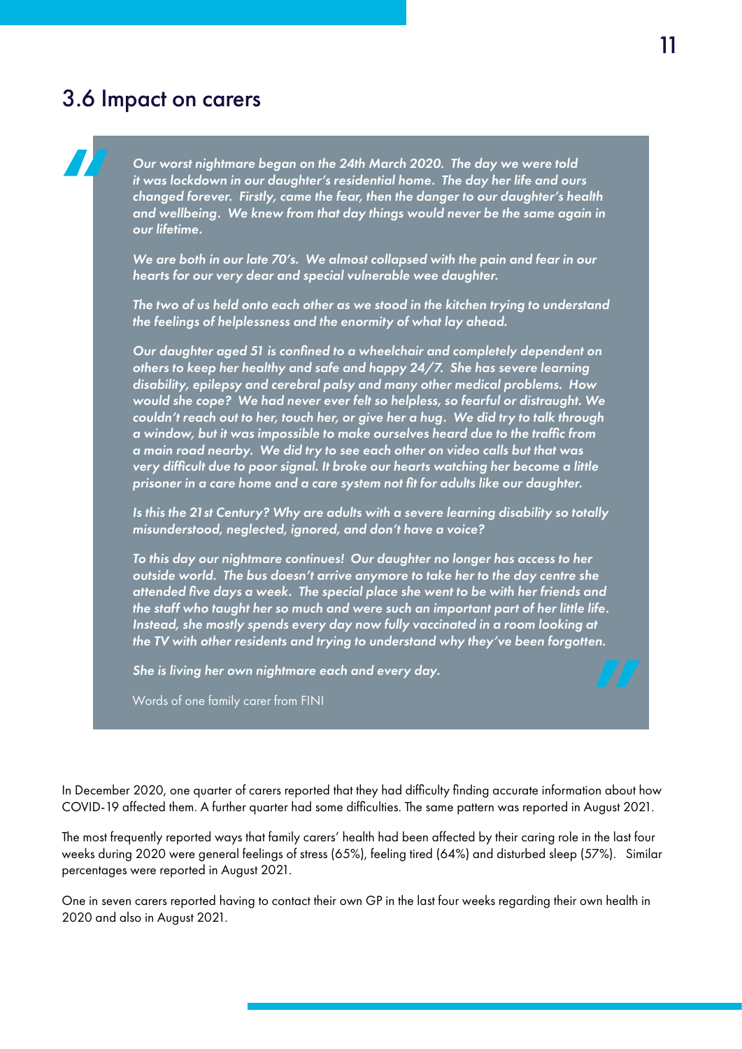## 3.6 Impact on carers

> *Our worst nightmare began on the 24th March 2020. The day we were told it was lockdown in our daughter's residential home. The day her life and ours changed forever. Firstly, came the fear, then the danger to our daughter's health and wellbeing. We knew from that day things would never be the same again in our lifetime.*
>
> *We are both in our late 70's. We almost collapsed with the pain and fear in our hearts for our very dear and special vulnerable wee daughter.*
>
> *The two of us held onto each other as we stood in the kitchen trying to understand the feelings of helplessness and the enormity of what lay ahead.*
>
> *Our daughter aged 51 is confined to a wheelchair and completely dependent on others to keep her healthy and safe and happy 24/7. She has severe learning disability, epilepsy and cerebral palsy and many other medical problems. How would she cope? We had never ever felt so helpless, so fearful or distraught. We couldn't reach out to her, touch her, or give her a hug. We did try to talk through a window, but it was impossible to make ourselves heard due to the traffic from a main road nearby. We did try to see each other on video calls but that was very difficult due to poor signal. It broke our hearts watching her become a little prisoner in a care home and a care system not fit for adults like our daughter.*
>
> *Is this the 21st Century? Why are adults with a severe learning disability so totally misunderstood, neglected, ignored, and don't have a voice?*
>
> *To this day our nightmare continues! Our daughter no longer has access to her outside world. The bus doesn't arrive anymore to take her to the day centre she attended five days a week. The special place she went to be with her friends and the staff who taught her so much and were such an important part of her little life. Instead, she mostly spends every day now fully vaccinated in a room looking at the TV with other residents and trying to understand why they've been forgotten.*
>
> *She is living her own nightmare each and every day.*
>
> Words of one family carer from FINI

In December 2020, one quarter of carers reported that they had difficulty finding accurate information about how COVID-19 affected them. A further quarter had some difficulties. The same pattern was reported in August 2021.

The most frequently reported ways that family carers' health had been affected by their caring role in the last four weeks during 2020 were general feelings of stress (65%), feeling tired (64%) and disturbed sleep (57%). Similar percentages were reported in August 2021.

One in seven carers reported having to contact their own GP in the last four weeks regarding their own health in 2020 and also in August 2021.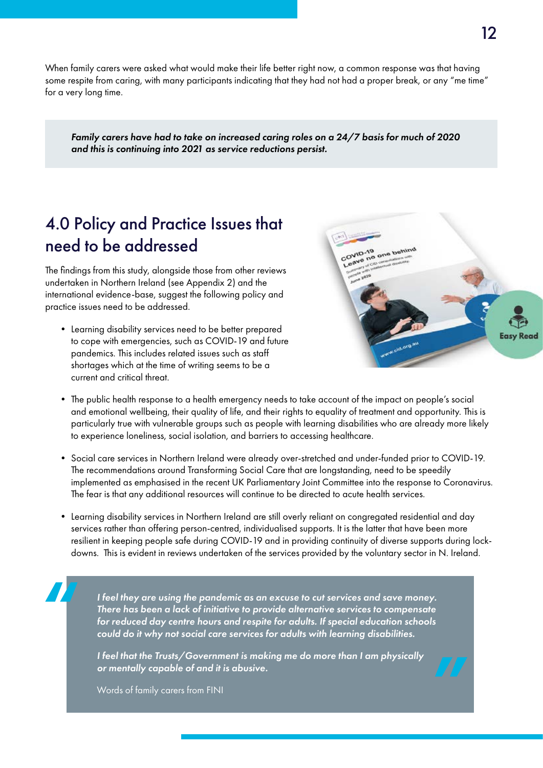When family carers were asked what would make their life better right now, a common response was that having some respite from caring, with many participants indicating that they had not had a proper break, or any "me time" for a very long time.

> ***Family carers have had to take on increased caring roles on a 24/7 basis for much of 2020 and this is continuing into 2021 as service reductions persist.***

## 4.0 Policy and Practice Issues that need to be addressed

The findings from this study, alongside those from other reviews undertaken in Northern Ireland (see Appendix 2) and the international evidence-base, suggest the following policy and practice issues need to be addressed.

- Learning disability services need to be better prepared to cope with emergencies, such as COVID-19 and future pandemics. This includes related issues such as staff shortages which at the time of writing seems to be a current and critical threat.
- The public health response to a health emergency needs to take account of the impact on people's social and emotional wellbeing, their quality of life, and their rights to equality of treatment and opportunity. This is particularly true with vulnerable groups such as people with learning disabilities who are already more likely to experience loneliness, social isolation, and barriers to accessing healthcare.
- Social care services in Northern Ireland were already over-stretched and under-funded prior to COVID-19. The recommendations around Transforming Social Care that are longstanding, need to be speedily implemented as emphasised in the recent UK Parliamentary Joint Committee into the response to Coronavirus. The fear is that any additional resources will continue to be directed to acute health services.
- Learning disability services in Northern Ireland are still overly reliant on congregated residential and day services rather than offering person-centred, individualised supports. It is the latter that have been more resilient in keeping people safe during COVID-19 and in providing continuity of diverse supports during lock-downs. This is evident in reviews undertaken of the services provided by the voluntary sector in N. Ireland.

> ***I feel they are using the pandemic as an excuse to cut services and save money. There has been a lack of initiative to provide alternative services to compensate for reduced day centre hours and respite for adults. If special education schools could do it why not social care services for adults with learning disabilities.***
>
> ***I feel that the Trusts/Government is making me do more than I am physically or mentally capable of and it is abusive.***
>
> Words of family carers from FINI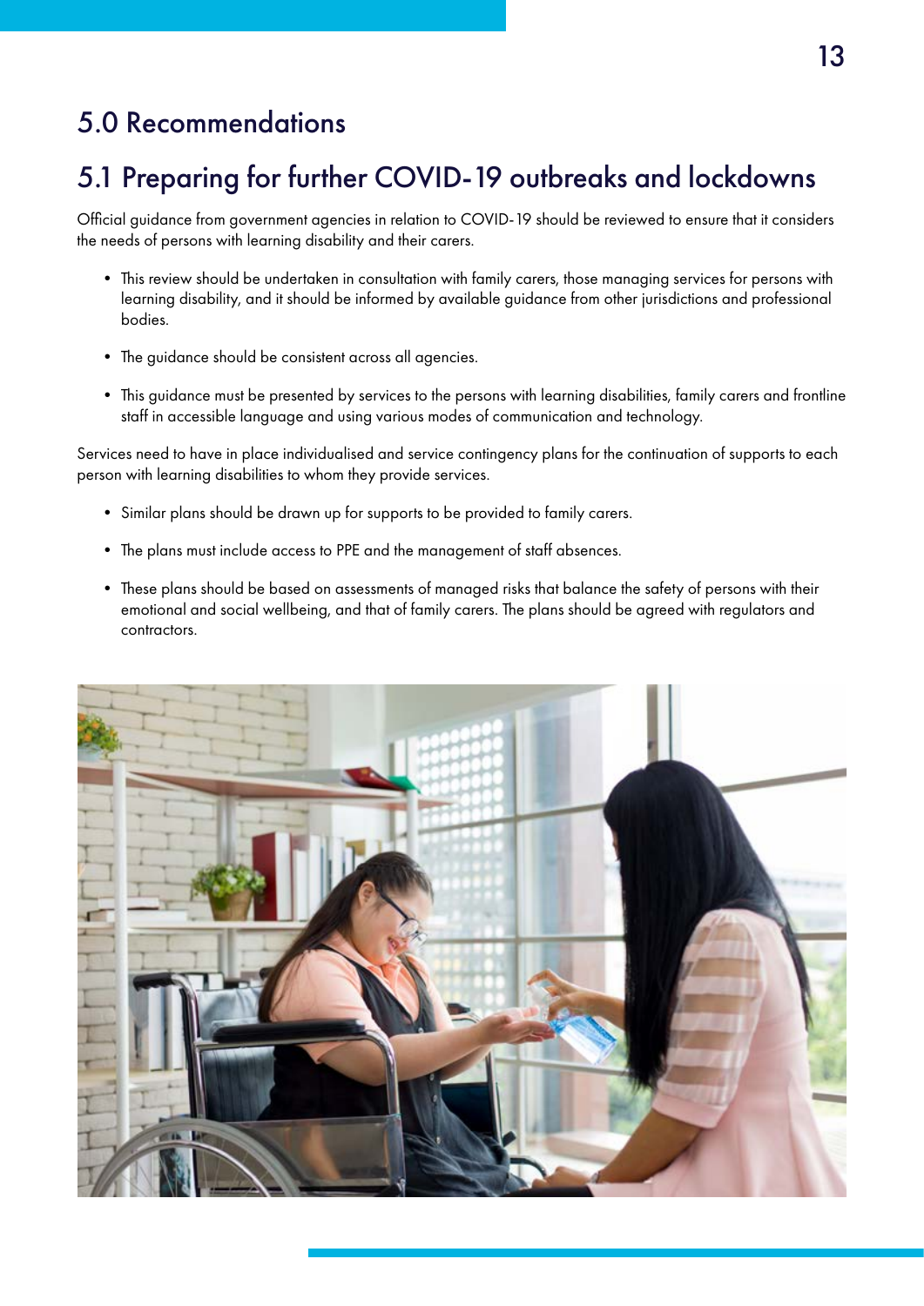# 5.0 Recommendations

## 5.1 Preparing for further COVID-19 outbreaks and lockdowns

Official guidance from government agencies in relation to COVID-19 should be reviewed to ensure that it considers the needs of persons with learning disability and their carers.

- This review should be undertaken in consultation with family carers, those managing services for persons with learning disability, and it should be informed by available guidance from other jurisdictions and professional bodies.
- The guidance should be consistent across all agencies.
- This guidance must be presented by services to the persons with learning disabilities, family carers and frontline staff in accessible language and using various modes of communication and technology.

Services need to have in place individualised and service contingency plans for the continuation of supports to each person with learning disabilities to whom they provide services.

- Similar plans should be drawn up for supports to be provided to family carers.
- The plans must include access to PPE and the management of staff absences.
- These plans should be based on assessments of managed risks that balance the safety of persons with their emotional and social wellbeing, and that of family carers. The plans should be agreed with regulators and contractors.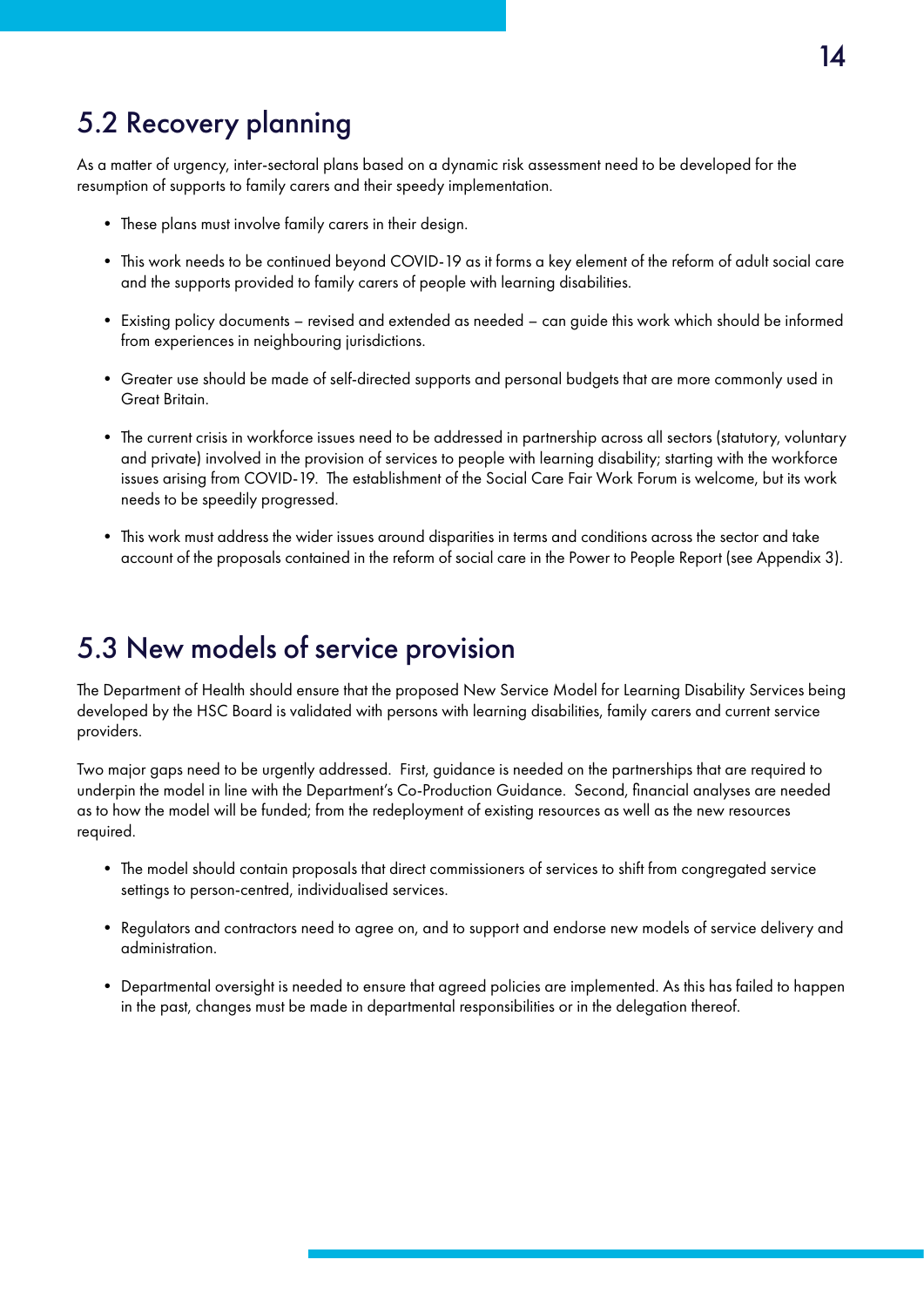## 5.2 Recovery planning

As a matter of urgency, inter-sectoral plans based on a dynamic risk assessment need to be developed for the resumption of supports to family carers and their speedy implementation.

- These plans must involve family carers in their design.
- This work needs to be continued beyond COVID-19 as it forms a key element of the reform of adult social care and the supports provided to family carers of people with learning disabilities.
- Existing policy documents – revised and extended as needed – can guide this work which should be informed from experiences in neighbouring jurisdictions.
- Greater use should be made of self-directed supports and personal budgets that are more commonly used in Great Britain.
- The current crisis in workforce issues need to be addressed in partnership across all sectors (statutory, voluntary and private) involved in the provision of services to people with learning disability; starting with the workforce issues arising from COVID-19. The establishment of the Social Care Fair Work Forum is welcome, but its work needs to be speedily progressed.
- This work must address the wider issues around disparities in terms and conditions across the sector and take account of the proposals contained in the reform of social care in the Power to People Report (see Appendix 3).

## 5.3 New models of service provision

The Department of Health should ensure that the proposed New Service Model for Learning Disability Services being developed by the HSC Board is validated with persons with learning disabilities, family carers and current service providers.

Two major gaps need to be urgently addressed. First, guidance is needed on the partnerships that are required to underpin the model in line with the Department's Co-Production Guidance. Second, financial analyses are needed as to how the model will be funded; from the redeployment of existing resources as well as the new resources required.

- The model should contain proposals that direct commissioners of services to shift from congregated service settings to person-centred, individualised services.
- Regulators and contractors need to agree on, and to support and endorse new models of service delivery and administration.
- Departmental oversight is needed to ensure that agreed policies are implemented. As this has failed to happen in the past, changes must be made in departmental responsibilities or in the delegation thereof.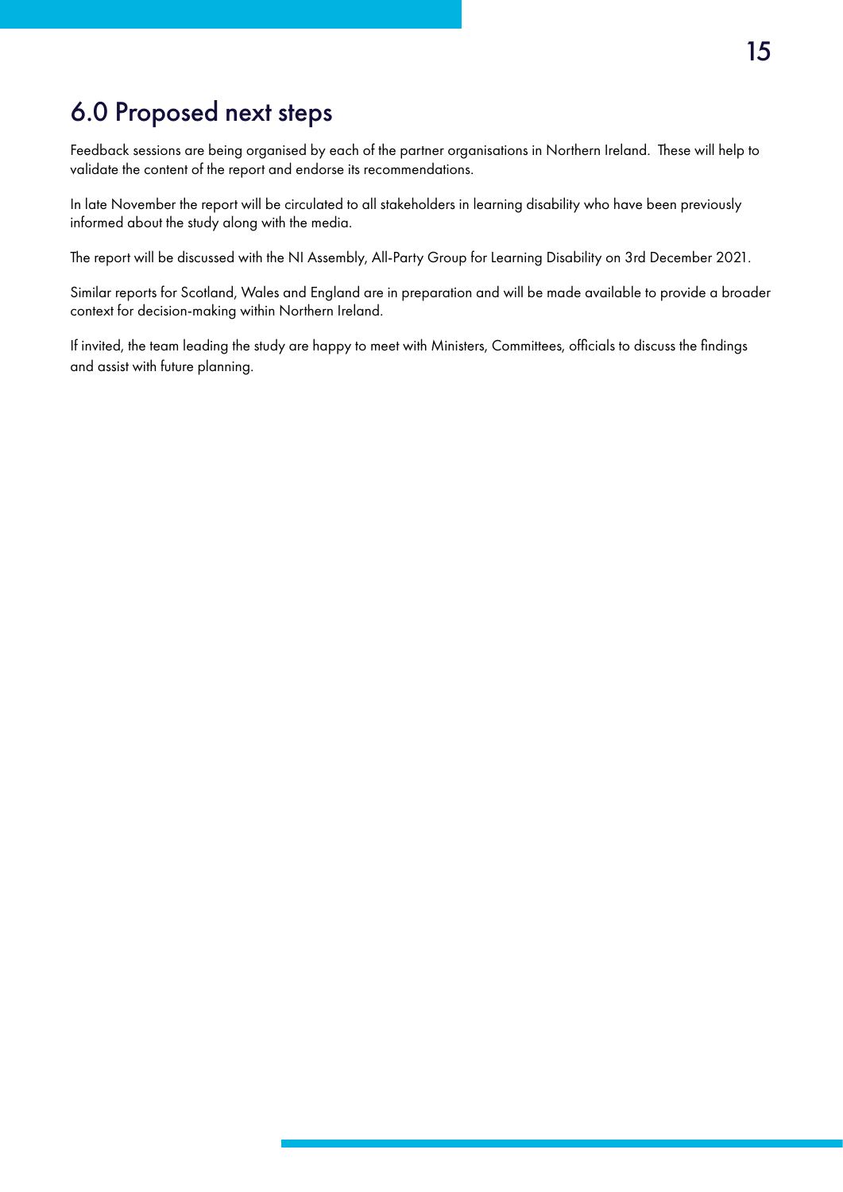# 6.0 Proposed next steps

Feedback sessions are being organised by each of the partner organisations in Northern Ireland. These will help to validate the content of the report and endorse its recommendations.

In late November the report will be circulated to all stakeholders in learning disability who have been previously informed about the study along with the media.

The report will be discussed with the NI Assembly, All-Party Group for Learning Disability on 3rd December 2021.

Similar reports for Scotland, Wales and England are in preparation and will be made available to provide a broader context for decision-making within Northern Ireland.

If invited, the team leading the study are happy to meet with Ministers, Committees, officials to discuss the findings and assist with future planning.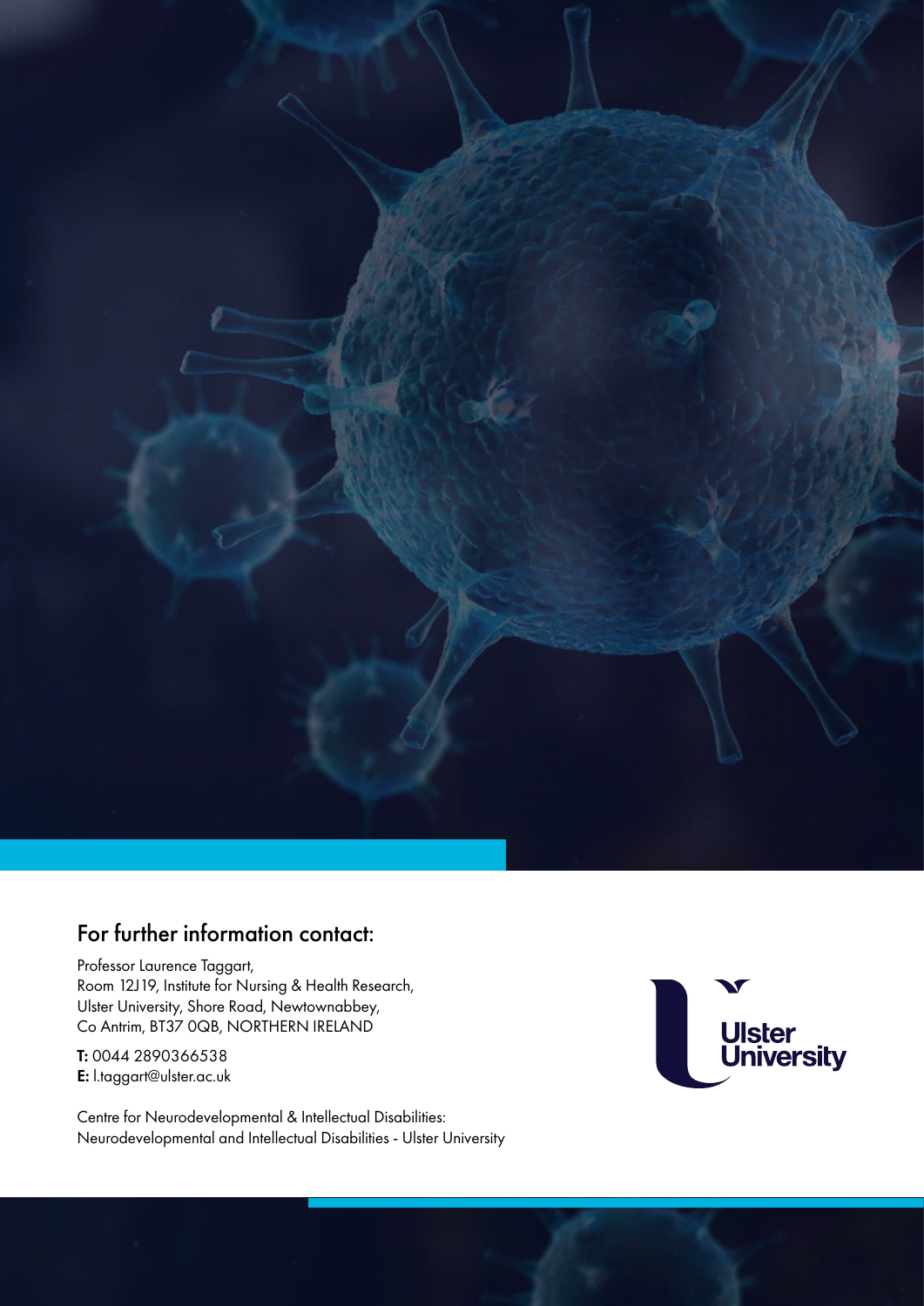## For further information contact:

Professor Laurence Taggart,
Room 12J19, Institute for Nursing & Health Research,
Ulster University, Shore Road, Newtownabbey,
Co Antrim, BT37 0QB, NORTHERN IRELAND

**T:** 0044 2890366538
**E:** l.taggart@ulster.ac.uk

Centre for Neurodevelopmental & Intellectual Disabilities:
Neurodevelopmental and Intellectual Disabilities - Ulster University

Ulster University